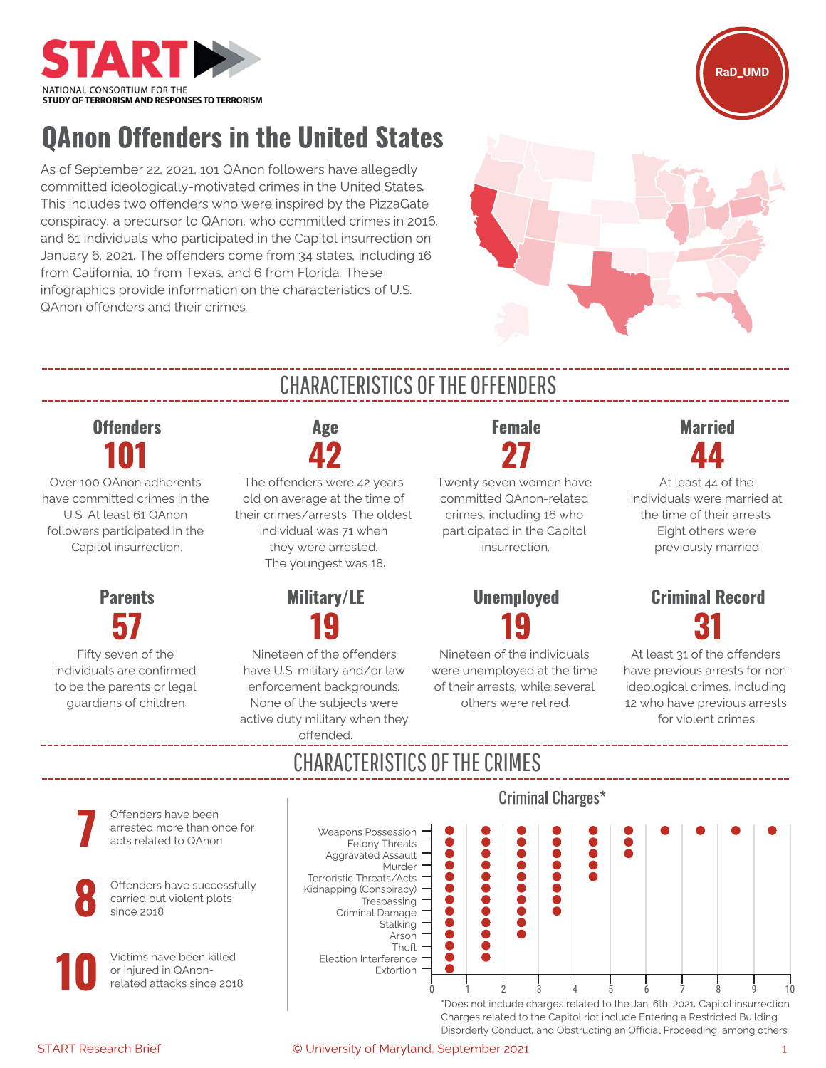**START** — National Consortium for the Study of Terrorism and Responses to Terrorism

RaD_UMD

# QAnon Offenders in the United States

As of September 22, 2021, 101 QAnon followers have allegedly committed ideologically-motivated crimes in the United States. This includes two offenders who were inspired by the PizzaGate conspiracy, a precursor to QAnon, who committed crimes in 2016, and 61 individuals who participated in the Capitol insurrection on January 6, 2021. The offenders come from 34 states, including 16 from California, 10 from Texas, and 6 from Florida. These infographics provide information on the characteristics of U.S. QAnon offenders and their crimes.

## CHARACTERISTICS OF THE OFFENDERS

### Offenders
**101**

Over 100 QAnon adherents have committed crimes in the U.S. At least 61 QAnon followers participated in the Capitol insurrection.

### Age
**42**

The offenders were 42 years old on average at the time of their crimes/arrests. The oldest individual was 71 when they were arrested. The youngest was 18.

### Female
**27**

Twenty seven women have committed QAnon-related crimes, including 16 who participated in the Capitol insurrection.

### Married
**44**

At least 44 of the individuals were married at the time of their arrests. Eight others were previously married.

### Parents
**57**

Fifty seven of the individuals are confirmed to be the parents or legal guardians of children.

### Military/LE
**19**

Nineteen of the offenders have U.S. military and/or law enforcement backgrounds. None of the subjects were active duty military when they offended.

### Unemployed
**19**

Nineteen of the individuals were unemployed at the time of their arrests, while several others were retired.

### Criminal Record
**31**

At least 31 of the offenders have previous arrests for non-ideological crimes, including 12 who have previous arrests for violent crimes.

## CHARACTERISTICS OF THE CRIMES

**7** Offenders have been arrested more than once for acts related to QAnon

**8** Offenders have successfully carried out violent plots since 2018

**10** Victims have been killed or injured in QAnon-related attacks since 2018

### Criminal Charges*

| Charge | Count |
|---|---|
| Weapons Possession | 10 |
| Felony Threats | 6 |
| Aggravated Assault | 6 |
| Murder | 5 |
| Terroristic Threats/Acts | 5 |
| Kidnapping (Conspiracy) | 4 |
| Trespassing | 4 |
| Criminal Damage | 4 |
| Stalking | 3 |
| Arson | 3 |
| Theft | 2 |
| Election Interference | 2 |
| Extortion | 1 |

*Does not include charges related to the Jan. 6th, 2021, Capitol insurrection. Charges related to the Capitol riot include Entering a Restricted Building, Disorderly Conduct, and Obstructing an Official Proceeding, among others.

START Research Brief — © University of Maryland, September 2021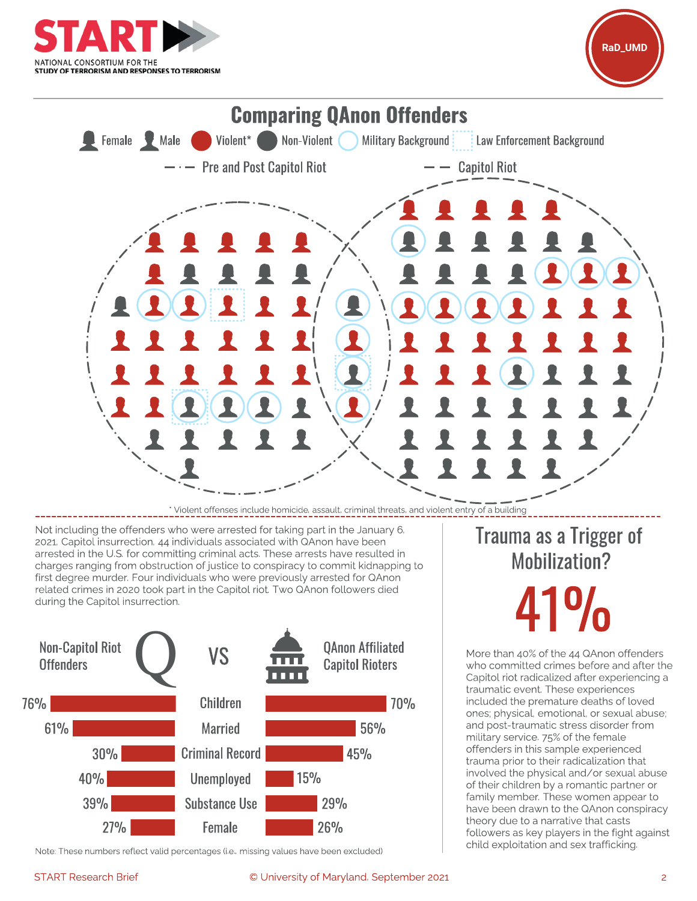## Comparing QAnon Offenders

Female · Male · Violent* · Non-Violent · Military Background · Law Enforcement Background

Pre and Post Capitol Riot · Capitol Riot

\* Violent offenses include homicide, assault, criminal threats, and violent entry of a building

Not including the offenders who were arrested for taking part in the January 6, 2021, Capitol insurrection, 44 individuals associated with QAnon have been arrested in the U.S. for committing criminal acts. These arrests have resulted in charges ranging from obstruction of justice to conspiracy to commit kidnapping to first degree murder. Four individuals who were previously arrested for QAnon related crimes in 2020 took part in the Capitol riot. Two QAnon followers died during the Capitol insurrection.

| Non-Capitol Riot Offenders | VS | QAnon Affiliated Capitol Rioters |
|---|---|---|
| 76% | Children | 70% |
| 61% | Married | 56% |
| 30% | Criminal Record | 45% |
| 40% | Unemployed | 15% |
| 39% | Substance Use | 29% |
| 27% | Female | 26% |

Note: These numbers reflect valid percentages (i.e., missing values have been excluded)

## Trauma as a Trigger of Mobilization?

# 41%

More than 40% of the 44 QAnon offenders who committed crimes before and after the Capitol riot radicalized after experiencing a traumatic event. These experiences included the premature deaths of loved ones; physical, emotional, or sexual abuse; and post-traumatic stress disorder from military service. 75% of the female offenders in this sample experienced trauma prior to their radicalization that involved the physical and/or sexual abuse of their children by a romantic partner or family member. These women appear to have been drawn to the QAnon conspiracy theory due to a narrative that casts followers as key players in the fight against child exploitation and sex trafficking.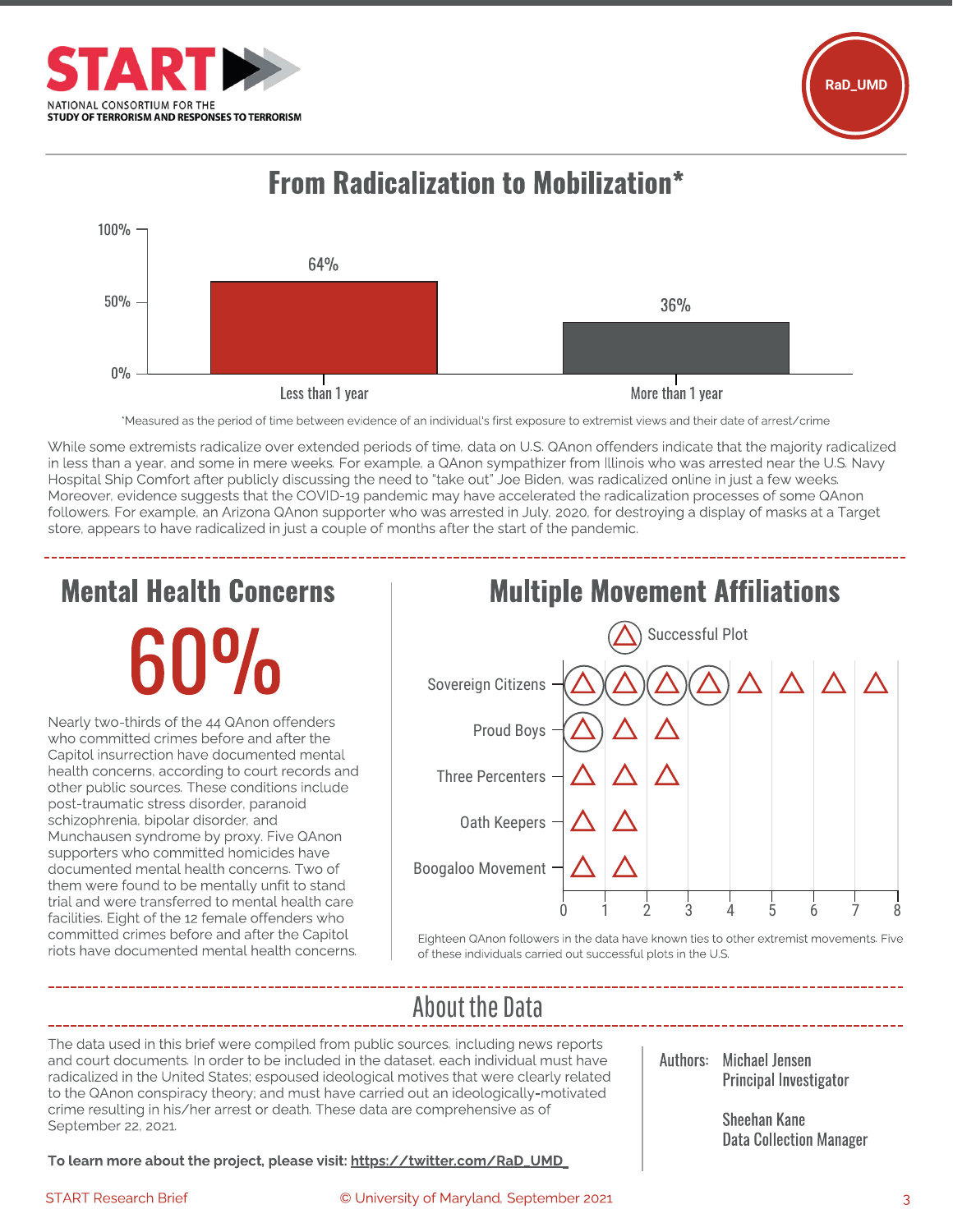START
NATIONAL CONSORTIUM FOR THE
STUDY OF TERRORISM AND RESPONSES TO TERRORISM

RaD_UMD

# From Radicalization to Mobilization*

100%
50%
0%
64%
36%
Less than 1 year
More than 1 year

*Measured as the period of time between evidence of an individual's first exposure to extremist views and their date of arrest/crime

While some extremists radicalize over extended periods of time, data on U.S. QAnon offenders indicate that the majority radicalized in less than a year, and some in mere weeks. For example, a QAnon sympathizer from Illinois who was arrested near the U.S. Navy Hospital Ship Comfort after publicly discussing the need to "take out" Joe Biden, was radicalized online in just a few weeks. Moreover, evidence suggests that the COVID-19 pandemic may have accelerated the radicalization processes of some QAnon followers. For example, an Arizona QAnon supporter who was arrested in July, 2020, for destroying a display of masks at a Target store, appears to have radicalized in just a couple of months after the start of the pandemic.

## Mental Health Concerns

**60%**

Nearly two-thirds of the 44 QAnon offenders who committed crimes before and after the Capitol insurrection have documented mental health concerns, according to court records and other public sources. These conditions include post-traumatic stress disorder, paranoid schizophrenia, bipolar disorder, and Munchausen syndrome by proxy. Five QAnon supporters who committed homicides have documented mental health concerns. Two of them were found to be mentally unfit to stand trial and were transferred to mental health care facilities. Eight of the 12 female offenders who committed crimes before and after the Capitol riots have documented mental health concerns.

## Multiple Movement Affiliations

Successful Plot

Sovereign Citizens
Proud Boys
Three Percenters
Oath Keepers
Boogaloo Movement

0 1 2 3 4 5 6 7 8

Eighteen QAnon followers in the data have known ties to other extremist movements. Five of these individuals carried out successful plots in the U.S.

## About the Data

The data used in this brief were compiled from public sources, including news reports and court documents. In order to be included in the dataset, each individual must have radicalized in the United States; espoused ideological motives that were clearly related to the QAnon conspiracy theory; and must have carried out an ideologically-motivated crime resulting in his/her arrest or death. These data are comprehensive as of September 22, 2021.

**To learn more about the project, please visit: https://twitter.com/RaD_UMD_**

Authors: Michael Jensen
Principal Investigator

Sheehan Kane
Data Collection Manager

START Research Brief
© University of Maryland, September 2021